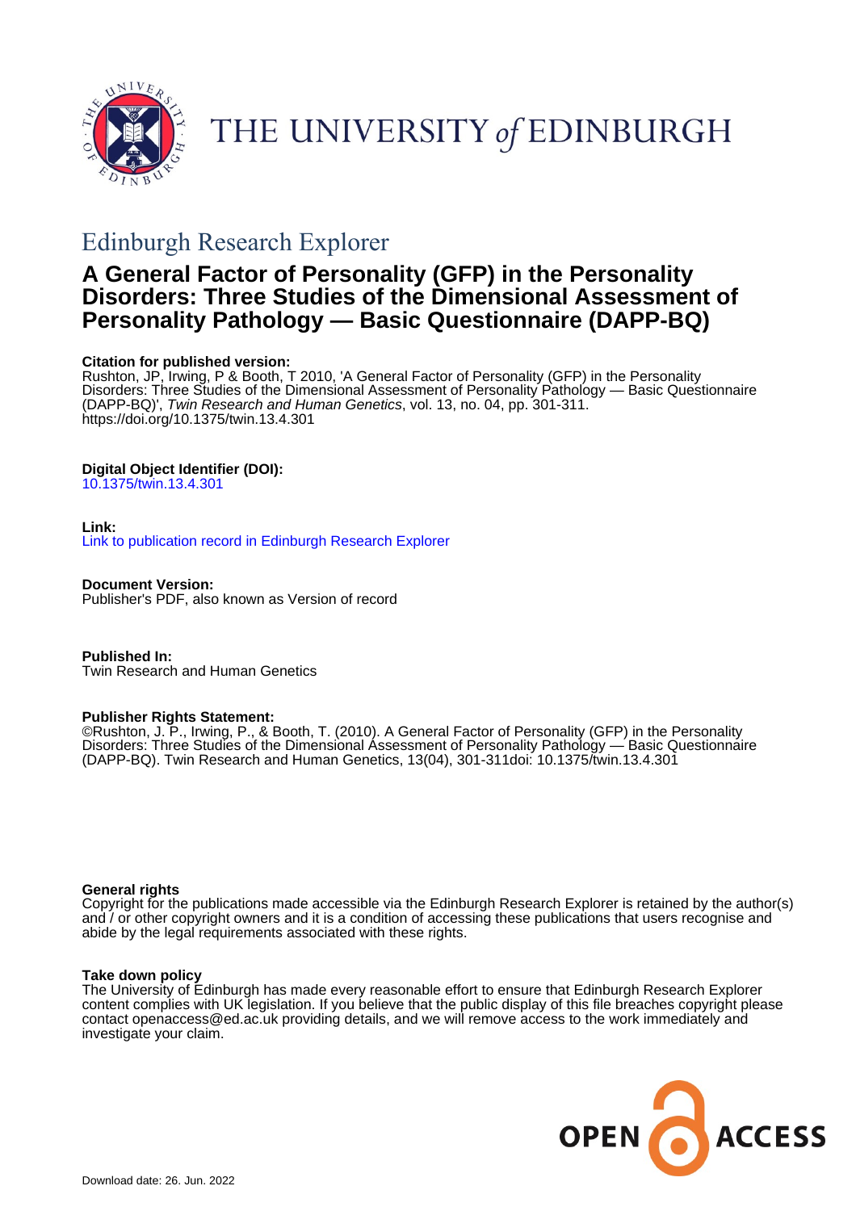# THE UNIVERSITY of EDINBURGH

## Edinburgh Research Explorer

# A General Factor of Personality (GFP) in the Personality Disorders: Three Studies of the Dimensional Assessment of Personality Pathology — Basic Questionnaire (DAPP-BQ)

**Citation for published version:**
Rushton, JP, Irwing, P & Booth, T 2010, 'A General Factor of Personality (GFP) in the Personality Disorders: Three Studies of the Dimensional Assessment of Personality Pathology — Basic Questionnaire (DAPP-BQ)', *Twin Research and Human Genetics*, vol. 13, no. 04, pp. 301-311. https://doi.org/10.1375/twin.13.4.301

**Digital Object Identifier (DOI):**
10.1375/twin.13.4.301

**Link:**
Link to publication record in Edinburgh Research Explorer

**Document Version:**
Publisher's PDF, also known as Version of record

**Published In:**
Twin Research and Human Genetics

**Publisher Rights Statement:**
©Rushton, J. P., Irwing, P., & Booth, T. (2010). A General Factor of Personality (GFP) in the Personality Disorders: Three Studies of the Dimensional Assessment of Personality Pathology — Basic Questionnaire (DAPP-BQ). Twin Research and Human Genetics, 13(04), 301-311doi: 10.1375/twin.13.4.301

**General rights**
Copyright for the publications made accessible via the Edinburgh Research Explorer is retained by the author(s) and / or other copyright owners and it is a condition of accessing these publications that users recognise and abide by the legal requirements associated with these rights.

**Take down policy**
The University of Edinburgh has made every reasonable effort to ensure that Edinburgh Research Explorer content complies with UK legislation. If you believe that the public display of this file breaches copyright please contact openaccess@ed.ac.uk providing details, and we will remove access to the work immediately and investigate your claim.

Download date: 26. Jun. 2022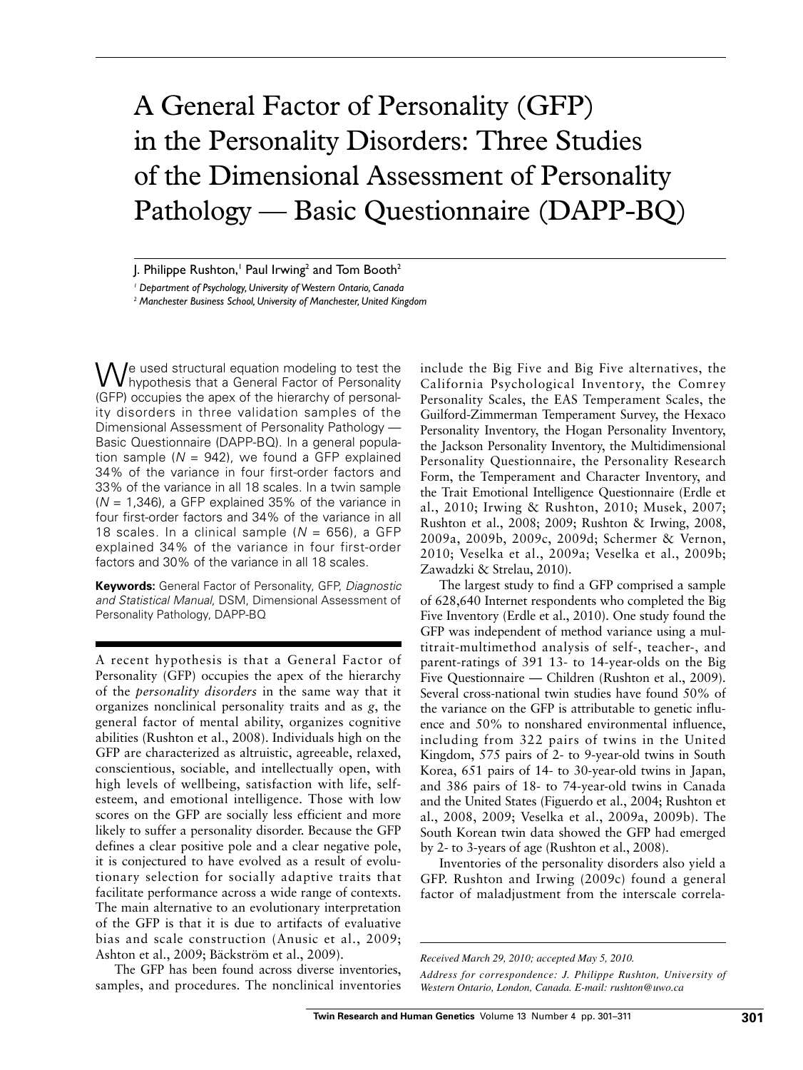# A General Factor of Personality (GFP) in the Personality Disorders: Three Studies of the Dimensional Assessment of Personality Pathology — Basic Questionnaire (DAPP-BQ)

J. Philippe Rushton,[1] Paul Irwing[2] and Tom Booth[2]

[1] *Department of Psychology, University of Western Ontario, Canada*

[2] *Manchester Business School, University of Manchester, United Kingdom*

We used structural equation modeling to test the hypothesis that a General Factor of Personality (GFP) occupies the apex of the hierarchy of personality disorders in three validation samples of the Dimensional Assessment of Personality Pathology — Basic Questionnaire (DAPP-BQ). In a general population sample ($N$ = 942), we found a GFP explained 34% of the variance in four first-order factors and 33% of the variance in all 18 scales. In a twin sample ($N$ = 1,346), a GFP explained 35% of the variance in four first-order factors and 34% of the variance in all 18 scales. In a clinical sample ($N$ = 656), a GFP explained 34% of the variance in four first-order factors and 30% of the variance in all 18 scales.

**Keywords:** General Factor of Personality, GFP, *Diagnostic and Statistical Manual*, DSM, Dimensional Assessment of Personality Pathology, DAPP-BQ

A recent hypothesis is that a General Factor of Personality (GFP) occupies the apex of the hierarchy of the *personality disorders* in the same way that it organizes nonclinical personality traits and as *g*, the general factor of mental ability, organizes cognitive abilities (Rushton et al., 2008). Individuals high on the GFP are characterized as altruistic, agreeable, relaxed, conscientious, sociable, and intellectually open, with high levels of wellbeing, satisfaction with life, self-esteem, and emotional intelligence. Those with low scores on the GFP are socially less efficient and more likely to suffer a personality disorder. Because the GFP defines a clear positive pole and a clear negative pole, it is conjectured to have evolved as a result of evolutionary selection for socially adaptive traits that facilitate performance across a wide range of contexts. The main alternative to an evolutionary interpretation of the GFP is that it is due to artifacts of evaluative bias and scale construction (Anusic et al., 2009; Ashton et al., 2009; Bäckström et al., 2009).

The GFP has been found across diverse inventories, samples, and procedures. The nonclinical inventories include the Big Five and Big Five alternatives, the California Psychological Inventory, the Comrey Personality Scales, the EAS Temperament Scales, the Guilford-Zimmerman Temperament Survey, the Hexaco Personality Inventory, the Hogan Personality Inventory, the Jackson Personality Inventory, the Multidimensional Personality Questionnaire, the Personality Research Form, the Temperament and Character Inventory, and the Trait Emotional Intelligence Questionnaire (Erdle et al., 2010; Irwing & Rushton, 2010; Musek, 2007; Rushton et al., 2008; 2009; Rushton & Irwing, 2008, 2009a, 2009b, 2009c, 2009d; Schermer & Vernon, 2010; Veselka et al., 2009a; Veselka et al., 2009b; Zawadzki & Strelau, 2010).

The largest study to find a GFP comprised a sample of 628,640 Internet respondents who completed the Big Five Inventory (Erdle et al., 2010). One study found the GFP was independent of method variance using a multitrait-multimethod analysis of self-, teacher-, and parent-ratings of 391 13- to 14-year-olds on the Big Five Questionnaire — Children (Rushton et al., 2009). Several cross-national twin studies have found 50% of the variance on the GFP is attributable to genetic influence and 50% to nonshared environmental influence, including from 322 pairs of twins in the United Kingdom, 575 pairs of 2- to 9-year-old twins in South Korea, 651 pairs of 14- to 30-year-old twins in Japan, and 386 pairs of 18- to 74-year-old twins in Canada and the United States (Figuerdo et al., 2004; Rushton et al., 2008, 2009; Veselka et al., 2009a, 2009b). The South Korean twin data showed the GFP had emerged by 2- to 3-years of age (Rushton et al., 2008).

Inventories of the personality disorders also yield a GFP. Rushton and Irwing (2009c) found a general factor of maladjustment from the interscale correla-

*Received March 29, 2010; accepted May 5, 2010.*

*Address for correspondence: J. Philippe Rushton, University of Western Ontario, London, Canada. E-mail: rushton@uwo.ca*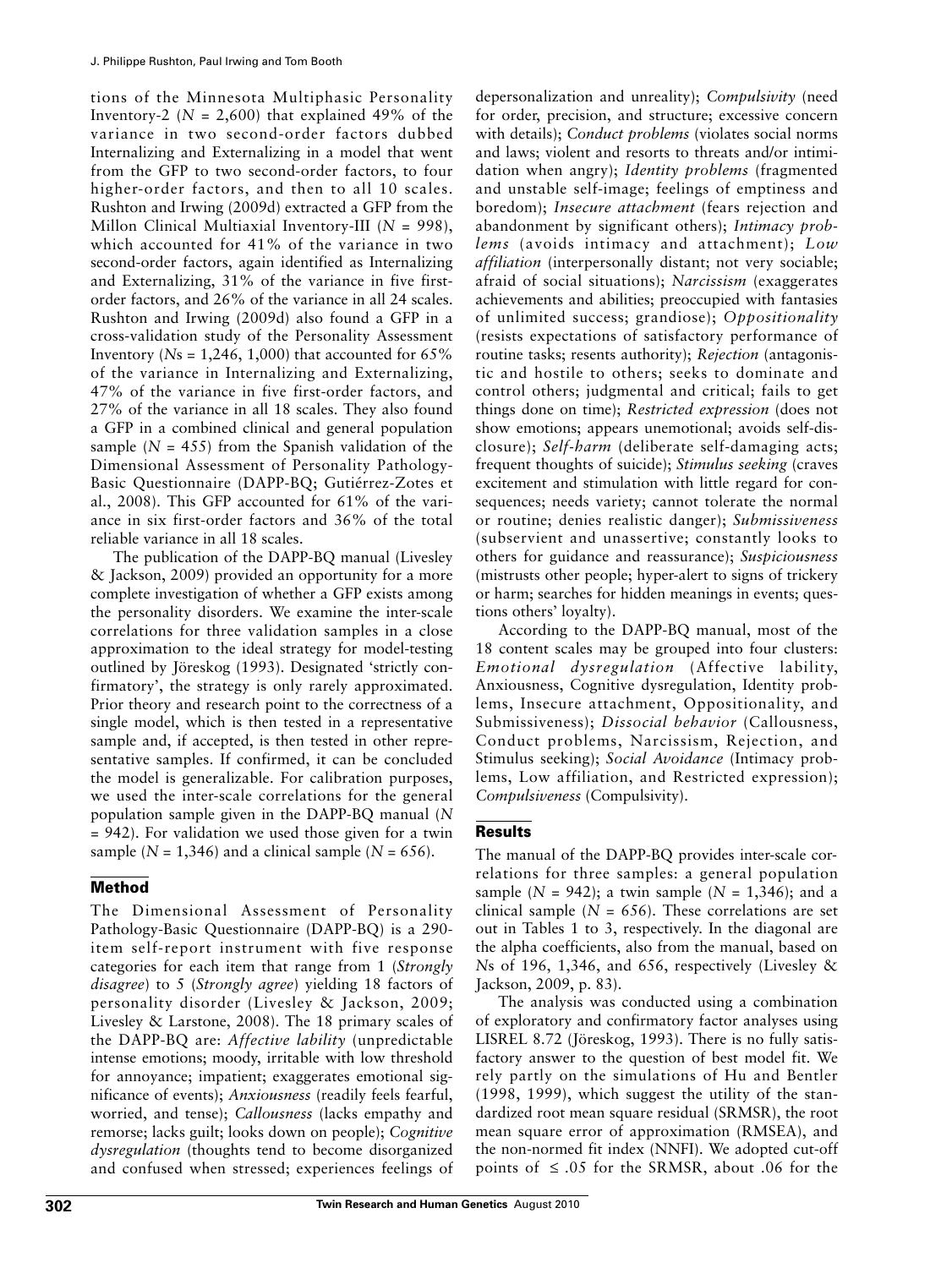tions of the Minnesota Multiphasic Personality Inventory-2 (*N* = 2,600) that explained 49% of the variance in two second-order factors dubbed Internalizing and Externalizing in a model that went from the GFP to two second-order factors, to four higher-order factors, and then to all 10 scales. Rushton and Irwing (2009d) extracted a GFP from the Millon Clinical Multiaxial Inventory-III (*N* = 998), which accounted for 41% of the variance in two second-order factors, again identified as Internalizing and Externalizing, 31% of the variance in five first-order factors, and 26% of the variance in all 24 scales. Rushton and Irwing (2009d) also found a GFP in a cross-validation study of the Personality Assessment Inventory (*N*s = 1,246, 1,000) that accounted for 65% of the variance in Internalizing and Externalizing, 47% of the variance in five first-order factors, and 27% of the variance in all 18 scales. They also found a GFP in a combined clinical and general population sample (*N* = 455) from the Spanish validation of the Dimensional Assessment of Personality Pathology-Basic Questionnaire (DAPP-BQ; Gutiérrez-Zotes et al., 2008). This GFP accounted for 61% of the variance in six first-order factors and 36% of the total reliable variance in all 18 scales.

The publication of the DAPP-BQ manual (Livesley & Jackson, 2009) provided an opportunity for a more complete investigation of whether a GFP exists among the personality disorders. We examine the inter-scale correlations for three validation samples in a close approximation to the ideal strategy for model-testing outlined by Jöreskog (1993). Designated 'strictly confirmatory', the strategy is only rarely approximated. Prior theory and research point to the correctness of a single model, which is then tested in a representative sample and, if accepted, is then tested in other representative samples. If confirmed, it can be concluded the model is generalizable. For calibration purposes, we used the inter-scale correlations for the general population sample given in the DAPP-BQ manual (*N* = 942). For validation we used those given for a twin sample (*N* = 1,346) and a clinical sample (*N* = 656).

## Method

The Dimensional Assessment of Personality Pathology-Basic Questionnaire (DAPP-BQ) is a 290-item self-report instrument with five response categories for each item that range from 1 (*Strongly disagree*) to 5 (*Strongly agree*) yielding 18 factors of personality disorder (Livesley & Jackson, 2009; Livesley & Larstone, 2008). The 18 primary scales of the DAPP-BQ are: *Affective lability* (unpredictable intense emotions; moody, irritable with low threshold for annoyance; impatient; exaggerates emotional significance of events); *Anxiousness* (readily feels fearful, worried, and tense); *Callousness* (lacks empathy and remorse; lacks guilt; looks down on people); *Cognitive dysregulation* (thoughts tend to become disorganized and confused when stressed; experiences feelings of depersonalization and unreality); *Compulsivity* (need for order, precision, and structure; excessive concern with details); *Conduct problems* (violates social norms and laws; violent and resorts to threats and/or intimidation when angry); *Identity problems* (fragmented and unstable self-image; feelings of emptiness and boredom); *Insecure attachment* (fears rejection and abandonment by significant others); *Intimacy problems* (avoids intimacy and attachment); *Low affiliation* (interpersonally distant; not very sociable; afraid of social situations); *Narcissism* (exaggerates achievements and abilities; preoccupied with fantasies of unlimited success; grandiose); *Oppositionality* (resists expectations of satisfactory performance of routine tasks; resents authority); *Rejection* (antagonistic and hostile to others; seeks to dominate and control others; judgmental and critical; fails to get things done on time); *Restricted expression* (does not show emotions; appears unemotional; avoids self-disclosure); *Self-harm* (deliberate self-damaging acts; frequent thoughts of suicide); *Stimulus seeking* (craves excitement and stimulation with little regard for consequences; needs variety; cannot tolerate the normal or routine; denies realistic danger); *Submissiveness* (subservient and unassertive; constantly looks to others for guidance and reassurance); *Suspiciousness* (mistrusts other people; hyper-alert to signs of trickery or harm; searches for hidden meanings in events; questions others' loyalty).

According to the DAPP-BQ manual, most of the 18 content scales may be grouped into four clusters: *Emotional dysregulation* (Affective lability, Anxiousness, Cognitive dysregulation, Identity problems, Insecure attachment, Oppositionality, and Submissiveness); *Dissocial behavior* (Callousness, Conduct problems, Narcissism, Rejection, and Stimulus seeking); *Social Avoidance* (Intimacy problems, Low affiliation, and Restricted expression); *Compulsiveness* (Compulsivity).

## Results

The manual of the DAPP-BQ provides inter-scale correlations for three samples: a general population sample (*N* = 942); a twin sample (*N* = 1,346); and a clinical sample (*N* = 656). These correlations are set out in Tables 1 to 3, respectively. In the diagonal are the alpha coefficients, also from the manual, based on *N*s of 196, 1,346, and 656, respectively (Livesley & Jackson, 2009, p. 83).

The analysis was conducted using a combination of exploratory and confirmatory factor analyses using LISREL 8.72 (Jöreskog, 1993). There is no fully satisfactory answer to the question of best model fit. We rely partly on the simulations of Hu and Bentler (1998, 1999), which suggest the utility of the standardized root mean square residual (SRMSR), the root mean square error of approximation (RMSEA), and the non-normed fit index (NNFI). We adopted cut-off points of $\leq .05$ for the SRMSR, about .06 for the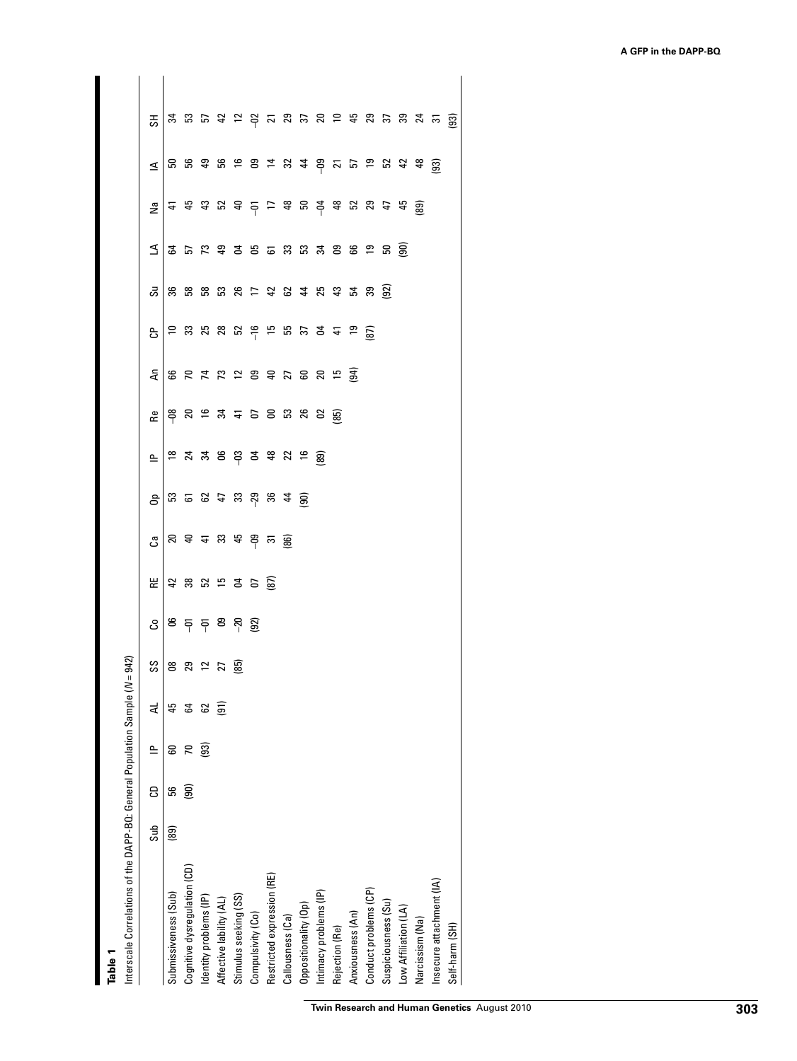**Table 1**

Interscale Correlations of the DAPP-BQ: General Population Sample ($N$ = 942)

| | Sub | CD | IP | AL | SS | Co | RE | Ca | Op | IP | Re | An | CP | Su | LA | Na | IA | SH |
|---|---|---|---|---|---|---|---|---|---|---|---|---|---|---|---|---|---|---|
| Submissiveness (Sub) | (89) | 56 | 60 | 45 | 08 | 06 | 42 | 20 | 53 | 18 | –08 | 66 | 10 | 36 | 64 | 41 | 50 | 34 |
| Cognitive dysregulation (CD) | | (90) | 70 | 64 | 29 | –01 | 38 | 40 | 61 | 24 | 20 | 70 | 33 | 58 | 57 | 45 | 56 | 53 |
| Identity problems (IP) | | | (93) | 62 | 12 | –01 | 52 | 41 | 62 | 34 | 16 | 74 | 25 | 58 | 73 | 43 | 49 | 57 |
| Affective lability (AL) | | | | (91) | 27 | 09 | 15 | 33 | 47 | 06 | 34 | 73 | 28 | 53 | 49 | 52 | 56 | 42 |
| Stimulus seeking (SS) | | | | | (85) | –20 | 04 | 45 | 33 | –03 | 41 | 12 | 52 | 26 | 04 | 40 | 16 | 12 |
| Compulsivity (Co) | | | | | | (92) | 07 | –09 | –29 | 04 | 07 | 09 | –16 | 17 | 05 | –01 | 09 | –02 |
| Restricted expression (RE) | | | | | | | (87) | 31 | 36 | 48 | 00 | 40 | 15 | 42 | 61 | 17 | 14 | 21 |
| Callousness (Ca) | | | | | | | | (86) | 44 | 22 | 53 | 27 | 55 | 62 | 33 | 48 | 32 | 29 |
| Oppositionality (Op) | | | | | | | | | (90) | 16 | 26 | 60 | 37 | 44 | 53 | 50 | 44 | 37 |
| Intimacy problems (IP) | | | | | | | | | | (89) | 02 | 20 | 04 | 25 | 34 | –04 | –09 | 20 |
| Rejection (Re) | | | | | | | | | | | (85) | 15 | 41 | 43 | 09 | 48 | 21 | 10 |
| Anxiousness (An) | | | | | | | | | | | | (94) | 19 | 54 | 66 | 52 | 57 | 45 |
| Conduct problems (CP) | | | | | | | | | | | | | (87) | 39 | 19 | 29 | 19 | 29 |
| Suspiciousness (Su) | | | | | | | | | | | | | | (92) | 50 | 47 | 52 | 37 |
| Low Affiliation (LA) | | | | | | | | | | | | | | | (90) | 45 | 42 | 39 |
| Narcissism (Na) | | | | | | | | | | | | | | | | (89) | 48 | 24 |
| Insecure attachment (IA) | | | | | | | | | | | | | | | | | (93) | 31 |
| Self-harm (SH) | | | | | | | | | | | | | | | | | | (93) |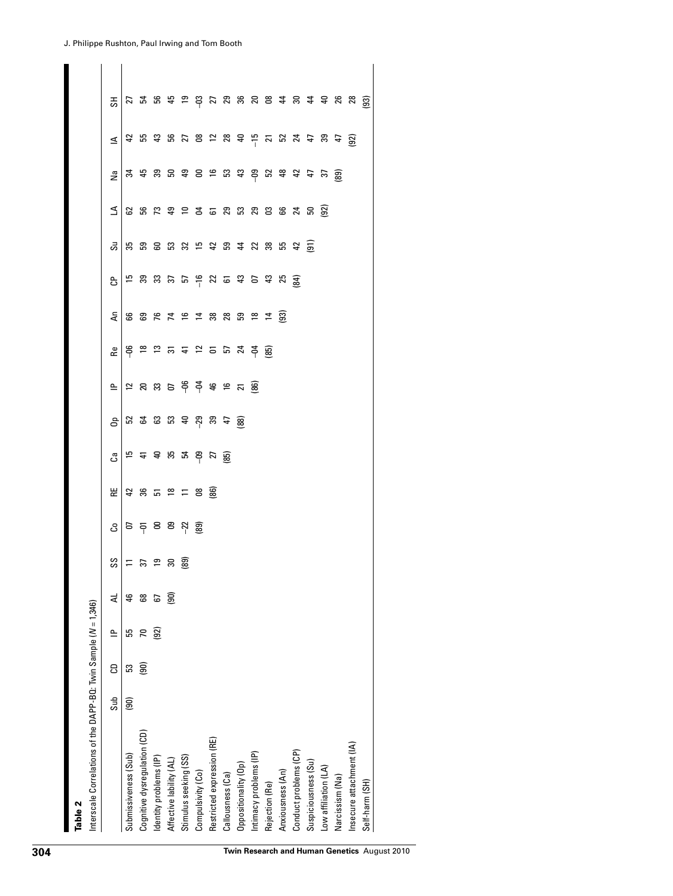**Table 2**

Interscale Correlations of the DAPP-BQ: Twin Sample ($N$ = 1,346)

| | Sub | CD | IP | AL | SS | Co | RE | Ca | Op | IP | Re | An | CP | Su | LA | Na | IA | SH |
|---|---|---|---|---|---|---|---|---|---|---|---|---|---|---|---|---|---|---|
| Submissiveness (Sub) | (90) | 53 | 55 | 46 | 11 | 07 | 42 | 15 | 52 | 12 | –06 | 66 | 15 | 35 | 62 | 34 | 42 | 27 |
| Cognitive dysregulation (CD) | | (90) | 70 | 68 | 37 | –01 | 36 | 41 | 64 | 20 | 18 | 69 | 39 | 59 | 56 | 45 | 55 | 54 |
| Identity problems (IP) | | | (92) | 67 | 19 | 00 | 51 | 40 | 63 | 33 | 13 | 76 | 33 | 60 | 73 | 39 | 43 | 56 |
| Affective lability (AL) | | | | (90) | 30 | 09 | 18 | 35 | 53 | 07 | 31 | 74 | 37 | 53 | 49 | 50 | 56 | 45 |
| Stimulus seeking (SS) | | | | | (89) | –22 | 11 | 54 | 40 | –06 | 41 | 16 | 57 | 32 | 10 | 49 | 27 | 19 |
| Compulsivity (Co) | | | | | | (89) | 08 | –09 | –29 | –04 | 12 | 14 | –16 | 15 | 04 | 00 | 08 | –03 |
| Restricted expression (RE) | | | | | | | (86) | 27 | 39 | 46 | 01 | 38 | 22 | 42 | 61 | 16 | 12 | 27 |
| Callousness (Ca) | | | | | | | | (85) | 47 | 16 | 57 | 28 | 61 | 59 | 29 | 53 | 28 | 29 |
| Oppositionality (Op) | | | | | | | | | (88) | 21 | 24 | 59 | 43 | 44 | 53 | 43 | 40 | 36 |
| Intimacy problems (IP) | | | | | | | | | | (86) | –04 | 18 | 07 | 22 | 29 | –09 | –15 | 20 |
| Rejection (Re) | | | | | | | | | | | (85) | 14 | 43 | 38 | 03 | 52 | 21 | 08 |
| Anxiousness (An) | | | | | | | | | | | | (93) | 25 | 55 | 66 | 48 | 52 | 44 |
| Conduct problems (CP) | | | | | | | | | | | | | (84) | 42 | 24 | 42 | 24 | 30 |
| Suspiciousness (Su) | | | | | | | | | | | | | | (91) | 50 | 47 | 47 | 44 |
| Low affiliation (LA) | | | | | | | | | | | | | | | (92) | 37 | 39 | 40 |
| Narcissism (Na) | | | | | | | | | | | | | | | | (89) | 47 | 26 |
| Insecure attachment (IA) | | | | | | | | | | | | | | | | | (92) | 28 |
| Self-harm (SH) | | | | | | | | | | | | | | | | | | (93) |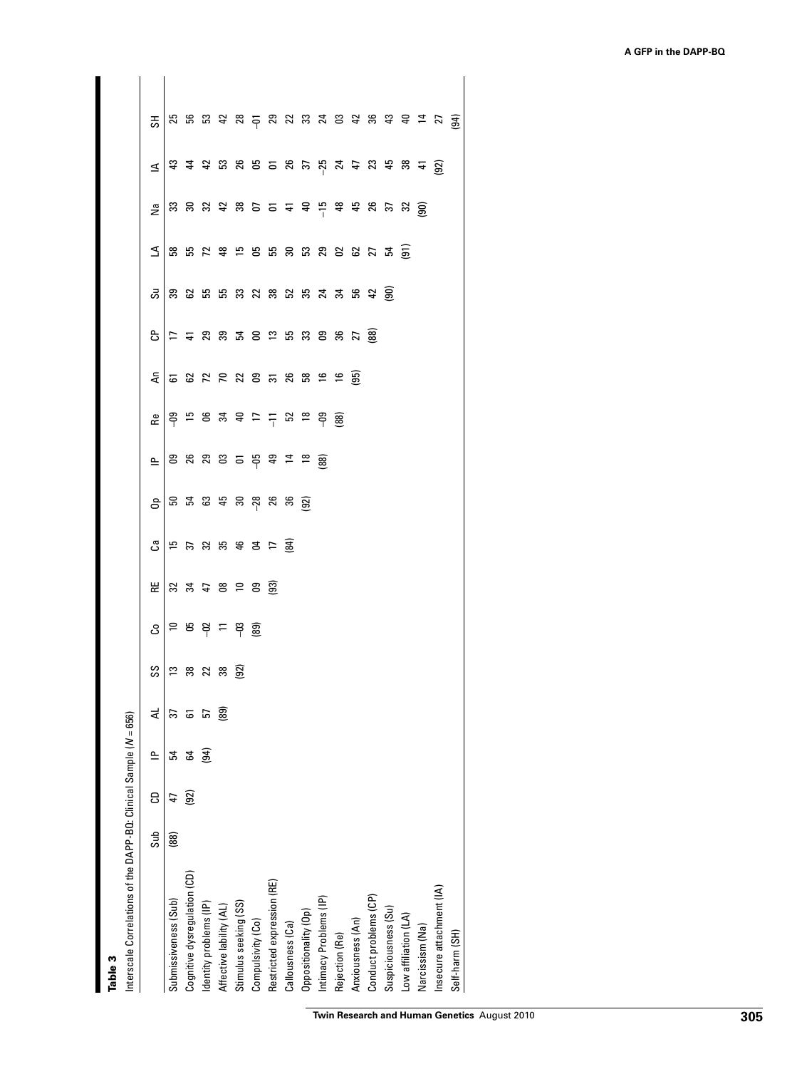**Table 3**

Interscale Correlations of the DAPP-BQ: Clinical Sample (*N* = 656)

| | Sub | CD | IP | AL | SS | Co | RE | Ca | Op | IP | Re | An | CP | Su | LA | Na | IA | SH |
|---|---|---|---|---|---|---|---|---|---|---|---|---|---|---|---|---|---|---|
| Submissiveness (Sub) | (88) | 47 | 54 | 37 | 13 | 10 | 32 | 15 | 50 | 09 | –09 | 61 | 17 | 39 | 58 | 33 | 43 | 25 |
| Cognitive dysregulation (CD) | | (92) | 64 | 61 | 38 | 05 | 34 | 37 | 54 | 26 | 15 | 62 | 41 | 62 | 55 | 30 | 44 | 56 |
| Identity problems (IP) | | | (94) | 57 | 22 | –02 | 47 | 32 | 63 | 29 | 06 | 72 | 29 | 55 | 72 | 32 | 42 | 53 |
| Affective lability (AL) | | | | (89) | 38 | 11 | 08 | 35 | 45 | 03 | 34 | 70 | 39 | 55 | 48 | 42 | 53 | 42 |
| Stimulus seeking (SS) | | | | | (92) | –03 | 10 | 46 | 30 | 01 | 40 | 22 | 54 | 33 | 15 | 38 | 26 | 28 |
| Compulsivity (Co) | | | | | | (89) | 09 | 04 | –28 | –05 | 17 | 09 | 00 | 22 | 05 | 07 | 05 | –01 |
| Restricted expression (RE) | | | | | | | (93) | 17 | 26 | 49 | –11 | 31 | 13 | 38 | 55 | 01 | 01 | 29 |
| Callousness (Ca) | | | | | | | | (84) | 36 | 14 | 52 | 26 | 55 | 52 | 30 | 41 | 26 | 22 |
| Oppositionality (Op) | | | | | | | | | (92) | 18 | 18 | 58 | 33 | 35 | 53 | 40 | 37 | 33 |
| Intimacy Problems (IP) | | | | | | | | | | (88) | –09 | 16 | 09 | 24 | 29 | –15 | –25 | 24 |
| Rejection (Re) | | | | | | | | | | | (88) | 16 | 36 | 34 | 02 | 48 | 24 | 03 |
| Anxiousness (An) | | | | | | | | | | | | (95) | 27 | 56 | 62 | 45 | 47 | 42 |
| Conduct problems (CP) | | | | | | | | | | | | | (88) | 42 | 27 | 26 | 23 | 36 |
| Suspiciousness (Su) | | | | | | | | | | | | | | (90) | 54 | 37 | 45 | 43 |
| Low affiliation (LA) | | | | | | | | | | | | | | | (91) | 32 | 38 | 40 |
| Narcissism (Na) | | | | | | | | | | | | | | | | (90) | 41 | 14 |
| Insecure attachment (IA) | | | | | | | | | | | | | | | | | (92) | 27 |
| Self-harm (SH) | | | | | | | | | | | | | | | | | | (94) |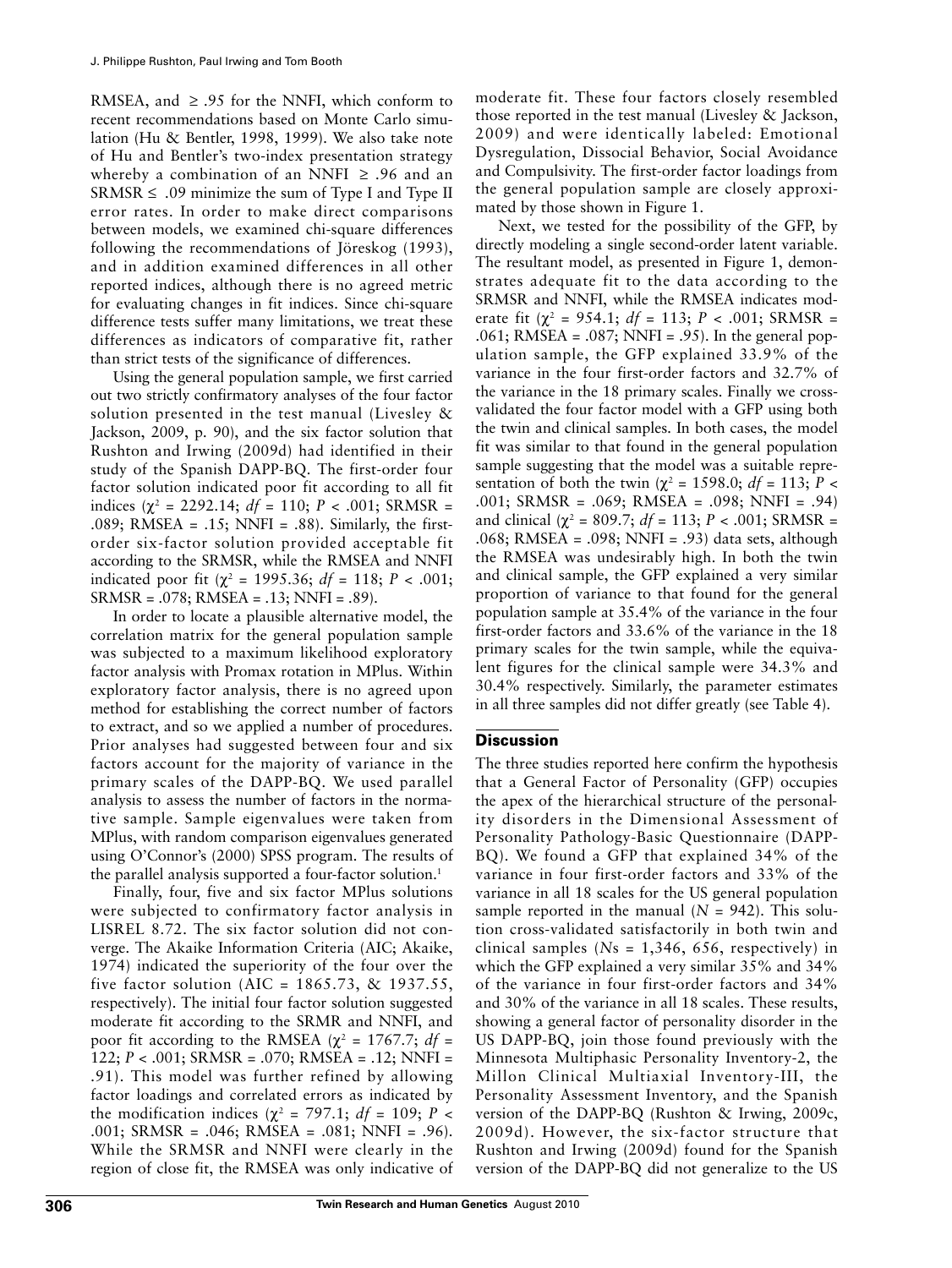RMSEA, and $\geq .95$ for the NNFI, which conform to recent recommendations based on Monte Carlo simulation (Hu & Bentler, 1998, 1999). We also take note of Hu and Bentler's two-index presentation strategy whereby a combination of an NNFI $\geq .96$ and an SRMSR $\leq .09$ minimize the sum of Type I and Type II error rates. In order to make direct comparisons between models, we examined chi-square differences following the recommendations of Jöreskog (1993), and in addition examined differences in all other reported indices, although there is no agreed metric for evaluating changes in fit indices. Since chi-square difference tests suffer many limitations, we treat these differences as indicators of comparative fit, rather than strict tests of the significance of differences.

Using the general population sample, we first carried out two strictly confirmatory analyses of the four factor solution presented in the test manual (Livesley & Jackson, 2009, p. 90), and the six factor solution that Rushton and Irwing (2009d) had identified in their study of the Spanish DAPP-BQ. The first-order four factor solution indicated poor fit according to all fit indices ($\chi^2 = 2292.14$; $df = 110$; $P < .001$; SRMSR = .089; RMSEA = .15; NNFI = .88). Similarly, the first-order six-factor solution provided acceptable fit according to the SRMSR, while the RMSEA and NNFI indicated poor fit ($\chi^2 = 1995.36$; $df = 118$; $P < .001$; SRMSR = .078; RMSEA = .13; NNFI = .89).

In order to locate a plausible alternative model, the correlation matrix for the general population sample was subjected to a maximum likelihood exploratory factor analysis with Promax rotation in MPlus. Within exploratory factor analysis, there is no agreed upon method for establishing the correct number of factors to extract, and so we applied a number of procedures. Prior analyses had suggested between four and six factors account for the majority of variance in the primary scales of the DAPP-BQ. We used parallel analysis to assess the number of factors in the normative sample. Sample eigenvalues were taken from MPlus, with random comparison eigenvalues generated using O'Connor's (2000) SPSS program. The results of the parallel analysis supported a four-factor solution.[1]

Finally, four, five and six factor MPlus solutions were subjected to confirmatory factor analysis in LISREL 8.72. The six factor solution did not converge. The Akaike Information Criteria (AIC; Akaike, 1974) indicated the superiority of the four over the five factor solution (AIC = 1865.73, & 1937.55, respectively). The initial four factor solution suggested moderate fit according to the SRMR and NNFI, and poor fit according to the RMSEA ($\chi^2 = 1767.7$; $df = 122$; $P < .001$; SRMSR = .070; RMSEA = .12; NNFI = .91). This model was further refined by allowing factor loadings and correlated errors as indicated by the modification indices ($\chi^2 = 797.1$; $df = 109$; $P < .001$; SRMSR = .046; RMSEA = .081; NNFI = .96). While the SRMSR and NNFI were clearly in the region of close fit, the RMSEA was only indicative of moderate fit. These four factors closely resembled those reported in the test manual (Livesley & Jackson, 2009) and were identically labeled: Emotional Dysregulation, Dissocial Behavior, Social Avoidance and Compulsivity. The first-order factor loadings from the general population sample are closely approximated by those shown in Figure 1.

Next, we tested for the possibility of the GFP, by directly modeling a single second-order latent variable. The resultant model, as presented in Figure 1, demonstrates adequate fit to the data according to the SRMSR and NNFI, while the RMSEA indicates moderate fit ($\chi^2 = 954.1$; $df = 113$; $P < .001$; SRMSR = .061; RMSEA = .087; NNFI = .95). In the general population sample, the GFP explained 33.9% of the variance in the four first-order factors and 32.7% of the variance in the 18 primary scales. Finally we cross-validated the four factor model with a GFP using both the twin and clinical samples. In both cases, the model fit was similar to that found in the general population sample suggesting that the model was a suitable representation of both the twin ($\chi^2 = 1598.0$; $df = 113$; $P < .001$; SRMSR = .069; RMSEA = .098; NNFI = .94) and clinical ($\chi^2 = 809.7$; $df = 113$; $P < .001$; SRMSR = .068; RMSEA = .098; NNFI = .93) data sets, although the RMSEA was undesirably high. In both the twin and clinical sample, the GFP explained a very similar proportion of variance to that found for the general population sample at 35.4% of the variance in the four first-order factors and 33.6% of the variance in the 18 primary scales for the twin sample, while the equivalent figures for the clinical sample were 34.3% and 30.4% respectively. Similarly, the parameter estimates in all three samples did not differ greatly (see Table 4).

## Discussion

The three studies reported here confirm the hypothesis that a General Factor of Personality (GFP) occupies the apex of the hierarchical structure of the personality disorders in the Dimensional Assessment of Personality Pathology-Basic Questionnaire (DAPP-BQ). We found a GFP that explained 34% of the variance in four first-order factors and 33% of the variance in all 18 scales for the US general population sample reported in the manual ($N = 942$). This solution cross-validated satisfactorily in both twin and clinical samples ($N$s = 1,346, 656, respectively) in which the GFP explained a very similar 35% and 34% of the variance in four first-order factors and 34% and 30% of the variance in all 18 scales. These results, showing a general factor of personality disorder in the US DAPP-BQ, join those found previously with the Minnesota Multiphasic Personality Inventory-2, the Millon Clinical Multiaxial Inventory-III, the Personality Assessment Inventory, and the Spanish version of the DAPP-BQ (Rushton & Irwing, 2009c, 2009d). However, the six-factor structure that Rushton and Irwing (2009d) found for the Spanish version of the DAPP-BQ did not generalize to the US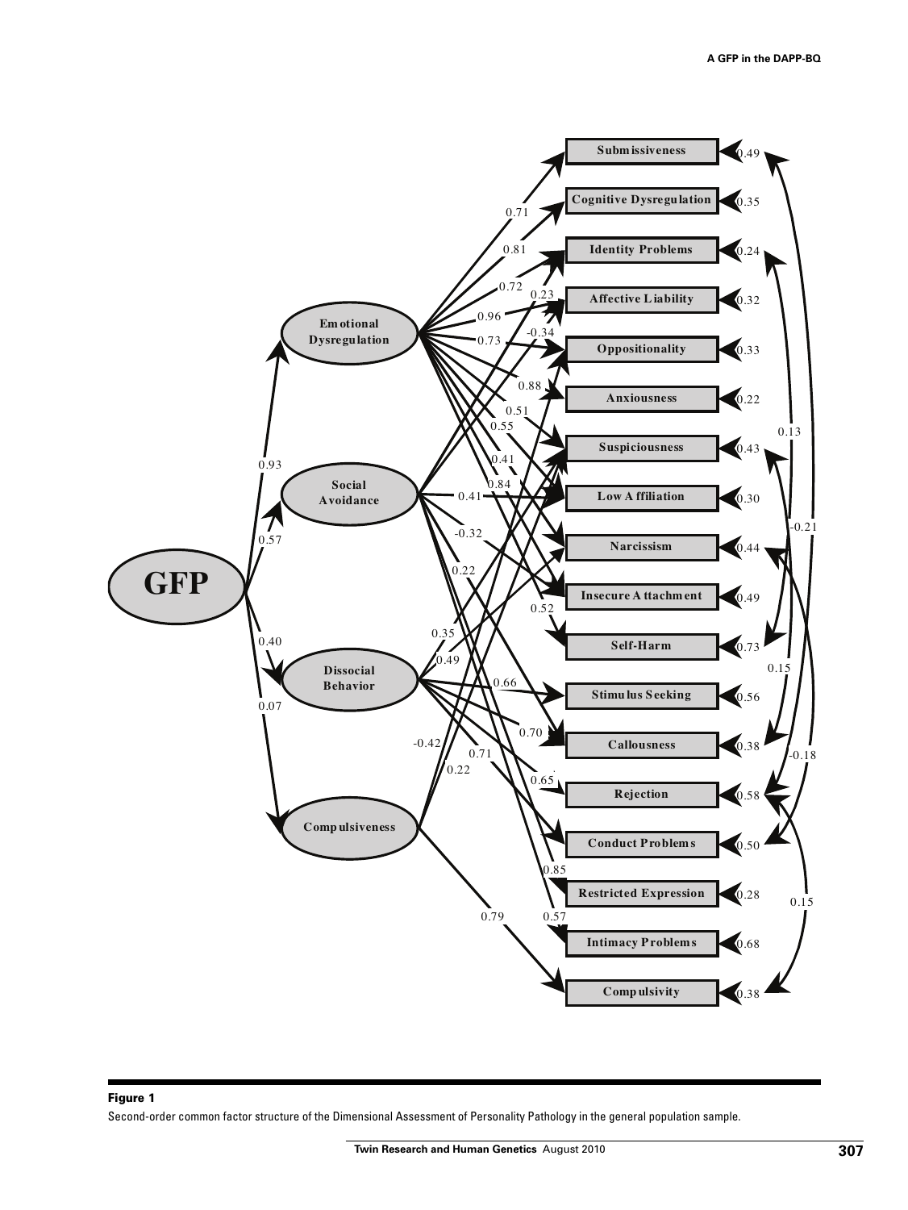**Figure 1**

Second-order common factor structure of the Dimensional Assessment of Personality Pathology in the general population sample.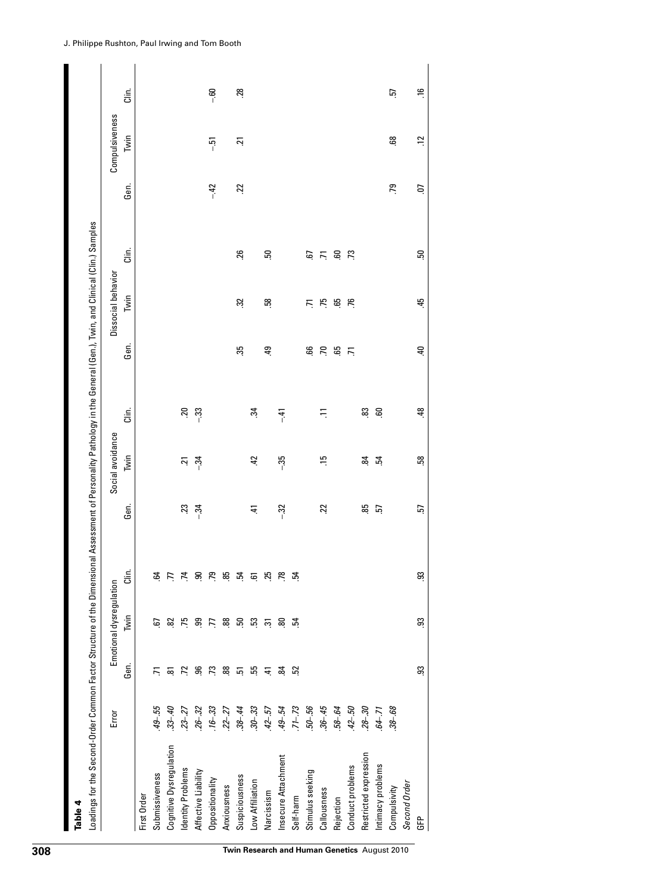**Table 4**

Loadings for the Second-Order Common Factor Structure of the Dimensional Assessment of Personality Pathology in the General (Gen.), Twin, and Clinical (Clin.) Samples

| | Error | Emotional dysregulation | | | Social avoidance | | | Dissocial behavior | | | Compulsiveness | | |
|---|---|---|---|---|---|---|---|---|---|---|---|---|---|
| | | Gen. | Twin | Clin. | Gen. | Twin | Clin. | Gen. | Twin | Clin. | Gen. | Twin | Clin. |
| First Order | | | | | | | | | | | | | |
| Submissiveness | *.49–.55* | .71 | .67 | .64 | | | | | | | | | |
| Cognitive Dysregulation | *.33–.40* | .81 | .82 | .77 | | | | | | | | | |
| Identity Problems | *.23–.27* | .72 | .75 | .74 | .23 | .21 | .20 | | | | | | |
| Affective Liability | *.26–.32* | .96 | .99 | .90 | –.34 | –.34 | –.33 | | | | | | |
| Oppositionality | *.16–.33* | .73 | .77 | .79 | | | | | | | –.42 | –.51 | –.60 |
| Anxiousness | *.22–.27* | .88 | .88 | .85 | | | | | | | | | |
| Suspiciousness | *.38–.44* | .51 | .50 | .54 | | | | .35 | .32 | .26 | .22 | .21 | .28 |
| Low Affiliation | *.30–.33* | .55 | .53 | .61 | .41 | .42 | .34 | | | | | | |
| Narcissism | *.42–.57* | .41 | .31 | .25 | | | | .49 | .58 | .50 | | | |
| Insecure Attachment | *.49–.54* | .84 | .80 | .78 | –.32 | –.35 | –.41 | | | | | | |
| Self-harm | *.71–.73* | .52 | .54 | .54 | | | | | | | | | |
| Stimulus seeking | *.50–.56* | | | | | | | .66 | .71 | .67 | | | |
| Callousness | *.36–.45* | | | | .22 | .15 | .11 | .70 | .75 | .71 | | | |
| Rejection | *.58–.64* | | | | | | | .65 | .65 | .60 | | | |
| Conduct problems | *.42–.50* | | | | | | | .71 | .76 | .73 | | | |
| Restricted expression | *.28–.30* | | | | .85 | .84 | .83 | | | | | | |
| Intimacy problems | *.64–.71* | | | | .57 | .54 | .60 | | | | | | |
| Compulsivity | *.38–.68* | | | | | | | | | | .79 | .68 | .57 |
| *Second Order* | | | | | | | | | | | | | |
| GFP | | .93 | .93 | .93 | .57 | .58 | .48 | .40 | .45 | .50 | .07 | .12 | .16 |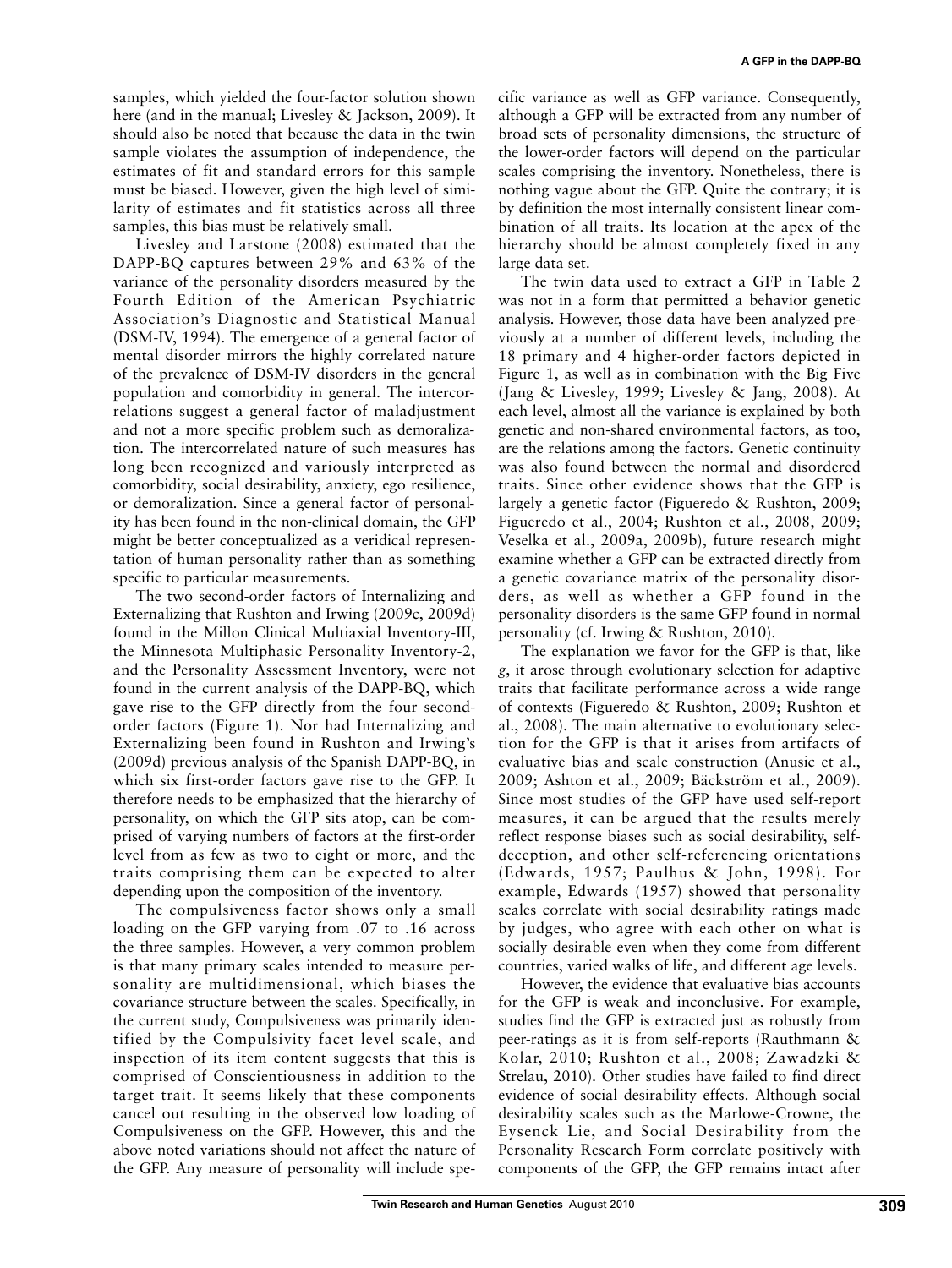samples, which yielded the four-factor solution shown here (and in the manual; Livesley & Jackson, 2009). It should also be noted that because the data in the twin sample violates the assumption of independence, the estimates of fit and standard errors for this sample must be biased. However, given the high level of similarity of estimates and fit statistics across all three samples, this bias must be relatively small.

Livesley and Larstone (2008) estimated that the DAPP-BQ captures between 29% and 63% of the variance of the personality disorders measured by the Fourth Edition of the American Psychiatric Association's Diagnostic and Statistical Manual (DSM-IV, 1994). The emergence of a general factor of mental disorder mirrors the highly correlated nature of the prevalence of DSM-IV disorders in the general population and comorbidity in general. The intercorrelations suggest a general factor of maladjustment and not a more specific problem such as demoralization. The intercorrelated nature of such measures has long been recognized and variously interpreted as comorbidity, social desirability, anxiety, ego resilience, or demoralization. Since a general factor of personality has been found in the non-clinical domain, the GFP might be better conceptualized as a veridical representation of human personality rather than as something specific to particular measurements.

The two second-order factors of Internalizing and Externalizing that Rushton and Irwing (2009c, 2009d) found in the Millon Clinical Multiaxial Inventory-III, the Minnesota Multiphasic Personality Inventory-2, and the Personality Assessment Inventory, were not found in the current analysis of the DAPP-BQ, which gave rise to the GFP directly from the four second-order factors (Figure 1). Nor had Internalizing and Externalizing been found in Rushton and Irwing's (2009d) previous analysis of the Spanish DAPP-BQ, in which six first-order factors gave rise to the GFP. It therefore needs to be emphasized that the hierarchy of personality, on which the GFP sits atop, can be comprised of varying numbers of factors at the first-order level from as few as two to eight or more, and the traits comprising them can be expected to alter depending upon the composition of the inventory.

The compulsiveness factor shows only a small loading on the GFP varying from .07 to .16 across the three samples. However, a very common problem is that many primary scales intended to measure personality are multidimensional, which biases the covariance structure between the scales. Specifically, in the current study, Compulsiveness was primarily identified by the Compulsivity facet level scale, and inspection of its item content suggests that this is comprised of Conscientiousness in addition to the target trait. It seems likely that these components cancel out resulting in the observed low loading of Compulsiveness on the GFP. However, this and the above noted variations should not affect the nature of the GFP. Any measure of personality will include specific variance as well as GFP variance. Consequently, although a GFP will be extracted from any number of broad sets of personality dimensions, the structure of the lower-order factors will depend on the particular scales comprising the inventory. Nonetheless, there is nothing vague about the GFP. Quite the contrary; it is by definition the most internally consistent linear combination of all traits. Its location at the apex of the hierarchy should be almost completely fixed in any large data set.

The twin data used to extract a GFP in Table 2 was not in a form that permitted a behavior genetic analysis. However, those data have been analyzed previously at a number of different levels, including the 18 primary and 4 higher-order factors depicted in Figure 1, as well as in combination with the Big Five (Jang & Livesley, 1999; Livesley & Jang, 2008). At each level, almost all the variance is explained by both genetic and non-shared environmental factors, as too, are the relations among the factors. Genetic continuity was also found between the normal and disordered traits. Since other evidence shows that the GFP is largely a genetic factor (Figueredo & Rushton, 2009; Figueredo et al., 2004; Rushton et al., 2008, 2009; Veselka et al., 2009a, 2009b), future research might examine whether a GFP can be extracted directly from a genetic covariance matrix of the personality disorders, as well as whether a GFP found in the personality disorders is the same GFP found in normal personality (cf. Irwing & Rushton, 2010).

The explanation we favor for the GFP is that, like *g*, it arose through evolutionary selection for adaptive traits that facilitate performance across a wide range of contexts (Figueredo & Rushton, 2009; Rushton et al., 2008). The main alternative to evolutionary selection for the GFP is that it arises from artifacts of evaluative bias and scale construction (Anusic et al., 2009; Ashton et al., 2009; Bäckström et al., 2009). Since most studies of the GFP have used self-report measures, it can be argued that the results merely reflect response biases such as social desirability, self-deception, and other self-referencing orientations (Edwards, 1957; Paulhus & John, 1998). For example, Edwards (1957) showed that personality scales correlate with social desirability ratings made by judges, who agree with each other on what is socially desirable even when they come from different countries, varied walks of life, and different age levels.

However, the evidence that evaluative bias accounts for the GFP is weak and inconclusive. For example, studies find the GFP is extracted just as robustly from peer-ratings as it is from self-reports (Rauthmann & Kolar, 2010; Rushton et al., 2008; Zawadzki & Strelau, 2010). Other studies have failed to find direct evidence of social desirability effects. Although social desirability scales such as the Marlowe-Crowne, the Eysenck Lie, and Social Desirability from the Personality Research Form correlate positively with components of the GFP, the GFP remains intact after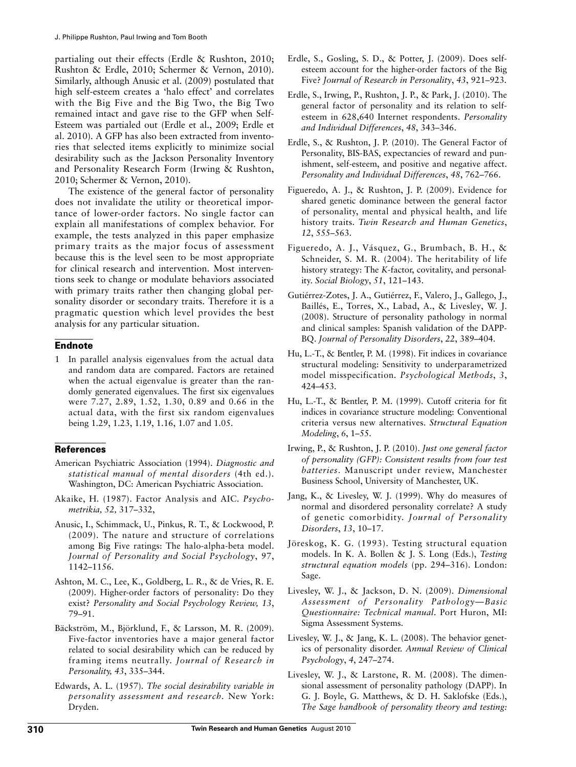partialing out their effects (Erdle & Rushton, 2010; Rushton & Erdle, 2010; Schermer & Vernon, 2010). Similarly, although Anusic et al. (2009) postulated that high self-esteem creates a 'halo effect' and correlates with the Big Five and the Big Two, the Big Two remained intact and gave rise to the GFP when Self-Esteem was partialed out (Erdle et al., 2009; Erdle et al. 2010). A GFP has also been extracted from inventories that selected items explicitly to minimize social desirability such as the Jackson Personality Inventory and Personality Research Form (Irwing & Rushton, 2010; Schermer & Vernon, 2010).

The existence of the general factor of personality does not invalidate the utility or theoretical importance of lower-order factors. No single factor can explain all manifestations of complex behavior. For example, the tests analyzed in this paper emphasize primary traits as the major focus of assessment because this is the level seen to be most appropriate for clinical research and intervention. Most interventions seek to change or modulate behaviors associated with primary traits rather then changing global personality disorder or secondary traits. Therefore it is a pragmatic question which level provides the best analysis for any particular situation.

## Endnote

1 In parallel analysis eigenvalues from the actual data and random data are compared. Factors are retained when the actual eigenvalue is greater than the randomly generated eigenvalues. The first six eigenvalues were 7.27, 2.89, 1.52, 1.30, 0.89 and 0.66 in the actual data, with the first six random eigenvalues being 1.29, 1.23, 1.19, 1.16, 1.07 and 1.05.

## References

American Psychiatric Association (1994). *Diagnostic and statistical manual of mental disorders* (4th ed.). Washington, DC: American Psychiatric Association.

Akaike, H. (1987). Factor Analysis and AIC. *Psychometrikia, 52,* 317–332,

Anusic, I., Schimmack, U., Pinkus, R. T., & Lockwood, P. (2009). The nature and structure of correlations among Big Five ratings: The halo-alpha-beta model. *Journal of Personality and Social Psychology*, 97, 1142–1156.

Ashton, M. C., Lee, K., Goldberg, L. R., & de Vries, R. E. (2009). Higher-order factors of personality: Do they exist? *Personality and Social Psychology Review, 13*, 79–91.

Bäckström, M., Björklund, F., & Larsson, M. R. (2009). Five-factor inventories have a major general factor related to social desirability which can be reduced by framing items neutrally. *Journal of Research in Personality, 43*, 335–344.

Edwards, A. L. (1957). *The social desirability variable in personality assessment and research*. New York: Dryden.

Erdle, S., Gosling, S. D., & Potter, J. (2009). Does self-esteem account for the higher-order factors of the Big Five? *Journal of Research in Personality*, *43*, 921–923.

Erdle, S., Irwing, P., Rushton, J. P., & Park, J. (2010). The general factor of personality and its relation to self-esteem in 628,640 Internet respondents. *Personality and Individual Differences*, *48*, 343–346.

Erdle, S., & Rushton, J. P. (2010). The General Factor of Personality, BIS-BAS, expectancies of reward and punishment, self-esteem, and positive and negative affect. *Personality and Individual Differences*, *48*, 762–766.

Figueredo, A. J., & Rushton, J. P. (2009). Evidence for shared genetic dominance between the general factor of personality, mental and physical health, and life history traits. *Twin Research and Human Genetics*, *12*, 555–563.

Figueredo, A. J., Vásquez, G., Brumbach, B. H., & Schneider, S. M. R. (2004). The heritability of life history strategy: The *K*-factor, covitality, and personality. *Social Biology*, *51*, 121–143.

Gutiérrez-Zotes, J. A., Gutiérrez, F., Valero, J., Gallego, J., Baillés, E., Torres, X., Labad, A., & Livesley, W. J. (2008). Structure of personality pathology in normal and clinical samples: Spanish validation of the DAPP-BQ. *Journal of Personality Disorders*, *22*, 389–404.

Hu, L.-T., & Bentler, P. M. (1998). Fit indices in covariance structural modeling: Sensitivity to underparametrized model misspecification. *Psychological Methods*, *3*, 424–453.

Hu, L.-T., & Bentler, P. M. (1999). Cutoff criteria for fit indices in covariance structure modeling: Conventional criteria versus new alternatives. *Structural Equation Modeling*, *6*, 1–55.

Irwing, P., & Rushton, J. P. (2010). *Just one general factor of personality (GFP): Consistent results from four test batteries*. Manuscript under review, Manchester Business School, University of Manchester, UK.

Jang, K., & Livesley, W. J. (1999). Why do measures of normal and disordered personality correlate? A study of genetic comorbidity. *Journal of Personality Disorders*, *13*, 10–17.

Jöreskog, K. G. (1993). Testing structural equation models. In K. A. Bollen & J. S. Long (Eds.), *Testing structural equation models* (pp. 294–316). London: Sage.

Livesley, W. J., & Jackson, D. N. (2009). *Dimensional Assessment of Personality Pathology—Basic Questionnaire: Technical manual*. Port Huron, MI: Sigma Assessment Systems.

Livesley, W. J., & Jang, K. L. (2008). The behavior genetics of personality disorder. *Annual Review of Clinical Psychology*, *4*, 247–274.

Livesley, W. J., & Larstone, R. M. (2008). The dimensional assessment of personality pathology (DAPP). In G. J. Boyle, G. Matthews, & D. H. Saklofske (Eds.), *The Sage handbook of personality theory and testing:*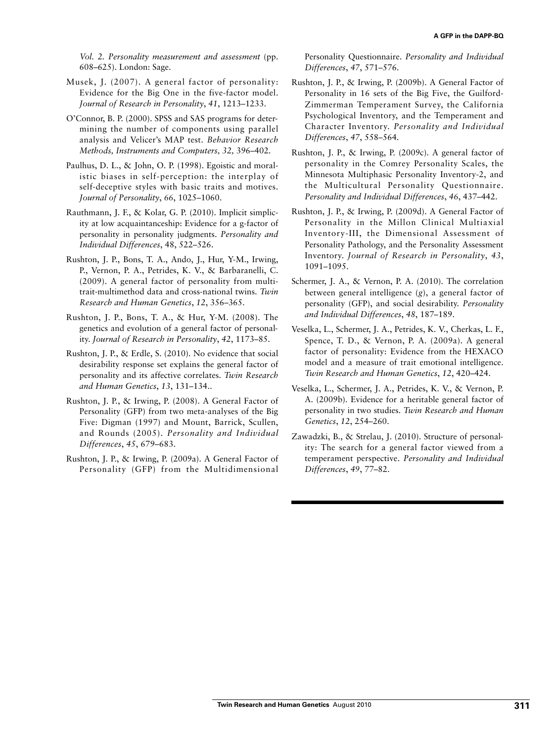*Vol. 2. Personality measurement and assessment* (pp. 608–625). London: Sage.

Musek, J. (2007). A general factor of personality: Evidence for the Big One in the five-factor model. *Journal of Research in Personality*, *41*, 1213–1233.

O'Connor, B. P. (2000). SPSS and SAS programs for determining the number of components using parallel analysis and Velicer's MAP test. *Behavior Research Methods, Instruments and Computers, 32,* 396–402.

Paulhus, D. L., & John, O. P. (1998). Egoistic and moralistic biases in self-perception: the interplay of self-deceptive styles with basic traits and motives. *Journal of Personality*, *66*, 1025–1060.

Rauthmann, J. F., & Kolar, G. P. (2010). Implicit simplicity at low acquaintanceship: Evidence for a g-factor of personality in personality judgments. *Personality and Individual Differences*, 48, 522–526.

Rushton, J. P., Bons, T. A., Ando, J., Hur, Y-M., Irwing, P., Vernon, P. A., Petrides, K. V., & Barbaranelli, C. (2009). A general factor of personality from multitrait-multimethod data and cross-national twins. *Twin Research and Human Genetics*, *12*, 356–365.

Rushton, J. P., Bons, T. A., & Hur, Y-M. (2008). The genetics and evolution of a general factor of personality. *Journal of Research in Personality*, *42*, 1173–85.

Rushton, J. P., & Erdle, S. (2010). No evidence that social desirability response set explains the general factor of personality and its affective correlates. *Twin Research and Human Genetics*, *13*, 131–134..

Rushton, J. P., & Irwing, P. (2008). A General Factor of Personality (GFP) from two meta-analyses of the Big Five: Digman (1997) and Mount, Barrick, Scullen, and Rounds (2005). *Personality and Individual Differences*, *45*, 679–683.

Rushton, J. P., & Irwing, P. (2009a). A General Factor of Personality (GFP) from the Multidimensional Personality Questionnaire. *Personality and Individual Differences*, *47*, 571–576.

Rushton, J. P., & Irwing, P. (2009b). A General Factor of Personality in 16 sets of the Big Five, the Guilford-Zimmerman Temperament Survey, the California Psychological Inventory, and the Temperament and Character Inventory. *Personality and Individual Differences*, *47*, 558–564.

Rushton, J. P., & Irwing, P. (2009c). A general factor of personality in the Comrey Personality Scales, the Minnesota Multiphasic Personality Inventory-2, and the Multicultural Personality Questionnaire. *Personality and Individual Differences*, *46*, 437–442.

Rushton, J. P., & Irwing, P. (2009d). A General Factor of Personality in the Millon Clinical Multiaxial Inventory-III, the Dimensional Assessment of Personality Pathology, and the Personality Assessment Inventory. *Journal of Research in Personality*, *43*, 1091–1095.

Schermer, J. A., & Vernon, P. A. (2010). The correlation between general intelligence (*g*), a general factor of personality (GFP), and social desirability. *Personality and Individual Differences*, *48*, 187–189.

Veselka, L., Schermer, J. A., Petrides, K. V., Cherkas, L. F., Spence, T. D., & Vernon, P. A. (2009a). A general factor of personality: Evidence from the HEXACO model and a measure of trait emotional intelligence. *Twin Research and Human Genetics*, *12*, 420–424.

Veselka, L., Schermer, J. A., Petrides, K. V., & Vernon, P. A. (2009b). Evidence for a heritable general factor of personality in two studies. *Twin Research and Human Genetics*, *12*, 254–260.

Zawadzki, B., & Strelau, J. (2010). Structure of personality: The search for a general factor viewed from a temperament perspective. *Personality and Individual Differences*, *49*, 77–82.